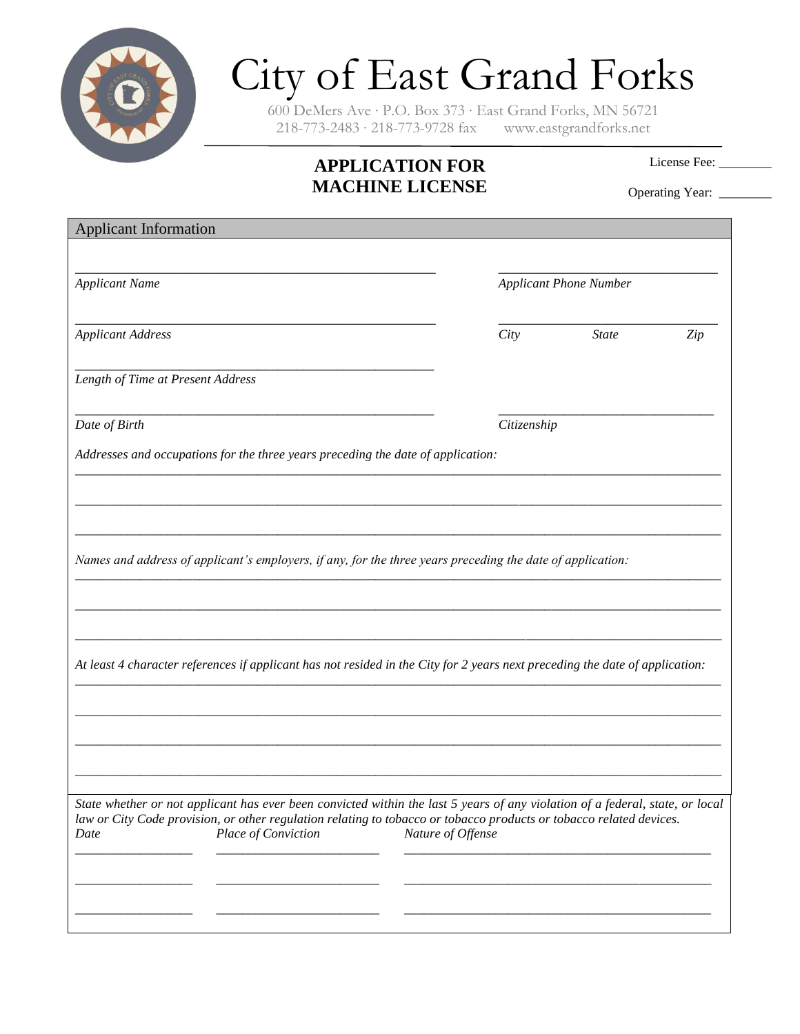# City of East Grand Forks

600 DeMers Ave · P.O. Box 373 · East Grand Forks, MN 56721
218-773-2483 · 218-773-9728 fax www.eastgrandforks.net

## APPLICATION FOR MACHINE LICENSE

License Fee: ________

Operating Year: ________

### Applicant Information

_______________________________________________ _______________________________
*Applicant Name* *Applicant Phone Number*

_______________________________________________ _______________________________
*Applicant Address* *City* *State* *Zip*

_______________________________________________
*Length of Time at Present Address*

_______________________________________________ _______________________________
*Date of Birth* *Citizenship*

*Addresses and occupations for the three years preceding the date of application:*

_____________________________________________________________________________________

_____________________________________________________________________________________

_____________________________________________________________________________________

*Names and address of applicant's employers, if any, for the three years preceding the date of application:*

_____________________________________________________________________________________

_____________________________________________________________________________________

_____________________________________________________________________________________

*At least 4 character references if applicant has not resided in the City for 2 years next preceding the date of application:*

_____________________________________________________________________________________

_____________________________________________________________________________________

_____________________________________________________________________________________

_____________________________________________________________________________________

*State whether or not applicant has ever been convicted within the last 5 years of any violation of a federal, state, or local law or City Code provision, or other regulation relating to tobacco or tobacco products or tobacco related devices.*

| *Date* | *Place of Conviction* | *Nature of Offense* |
|---|---|---|
| | | |
| | | |
| | | |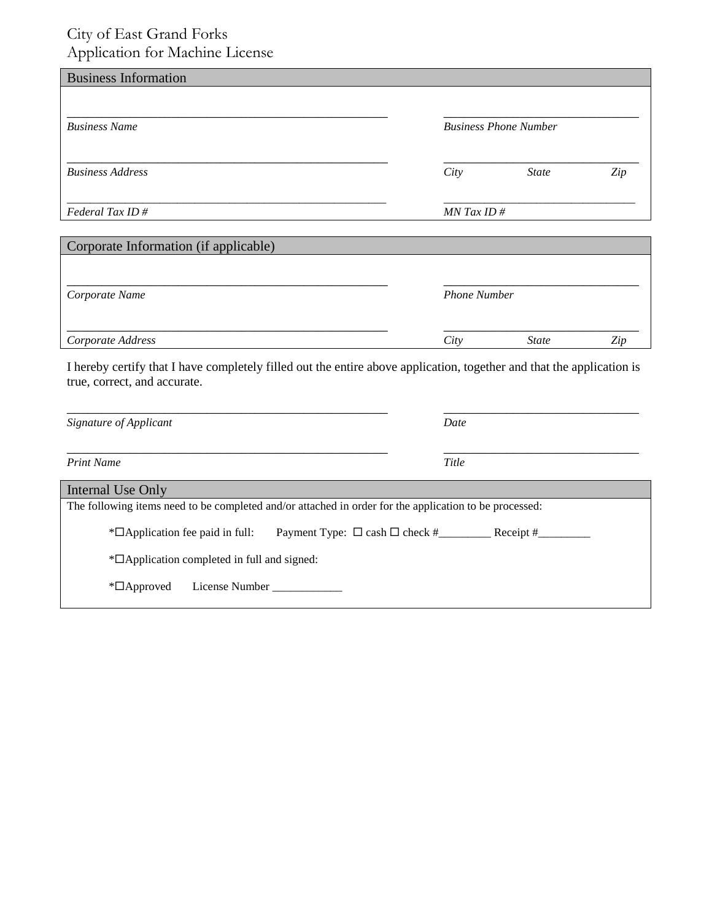# City of East Grand Forks
# Application for Machine License

## Business Information

_______________________________________________ ______________________________

*Business Name* *Business Phone Number*

_______________________________________________ ______________________________

*Business Address* *City* *State* *Zip*

_______________________________________________ ______________________________

*Federal Tax ID #* *MN Tax ID #*

## Corporate Information (if applicable)

_______________________________________________ ______________________________

*Corporate Name* *Phone Number*

_______________________________________________ ______________________________

*Corporate Address* *City* *State* *Zip*

I hereby certify that I have completely filled out the entire above application, together and that the application is true, correct, and accurate.

_______________________________________________ ______________________________

*Signature of Applicant* *Date*

_______________________________________________ ______________________________

*Print Name* *Title*

## Internal Use Only

The following items need to be completed and/or attached in order for the application to be processed:

*☐Application fee paid in full: Payment Type: ☐ cash ☐ check #_________ Receipt #_________

*☐Application completed in full and signed:

*☐Approved License Number ____________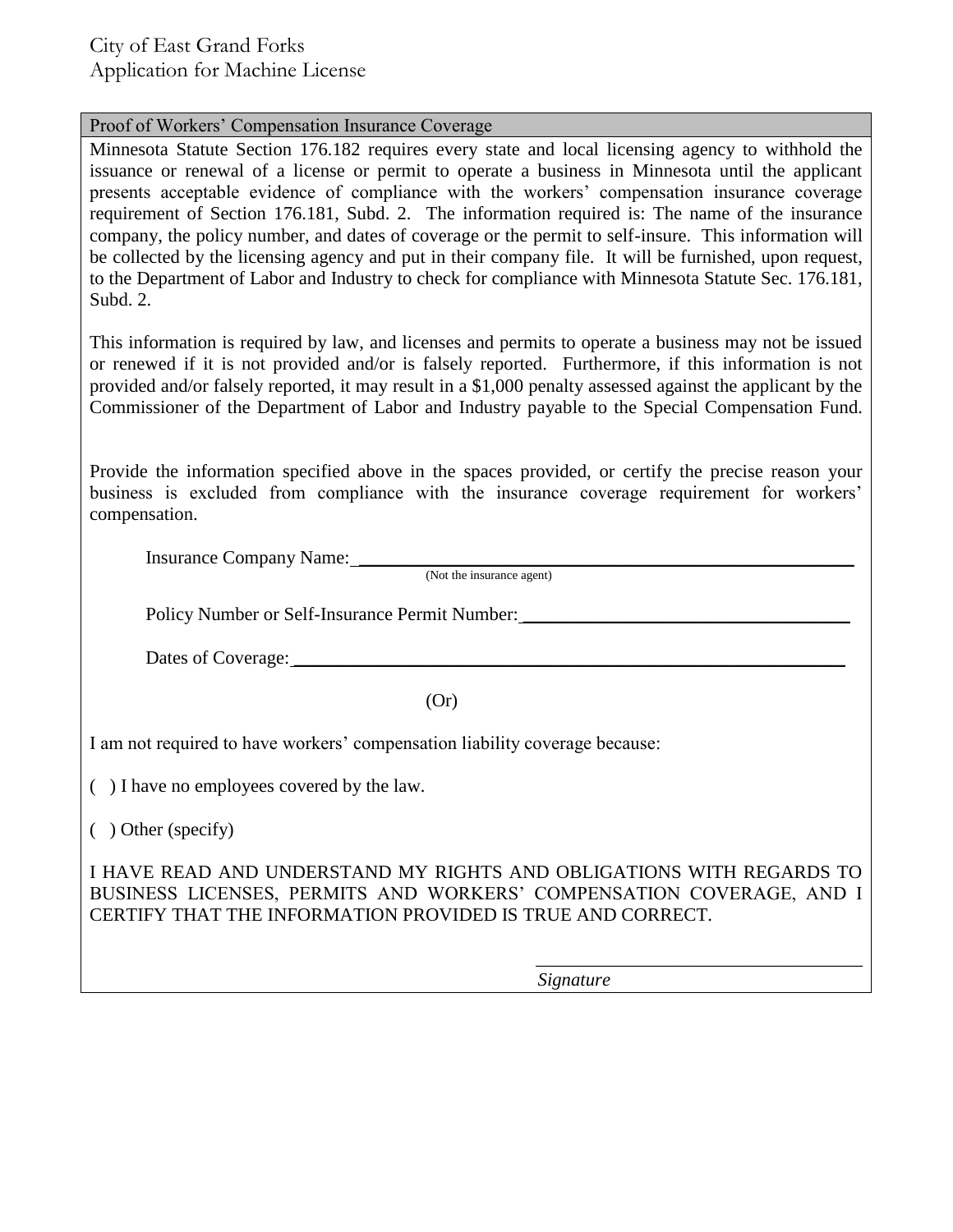City of East Grand Forks
Application for Machine License

## Proof of Workers' Compensation Insurance Coverage

Minnesota Statute Section 176.182 requires every state and local licensing agency to withhold the issuance or renewal of a license or permit to operate a business in Minnesota until the applicant presents acceptable evidence of compliance with the workers' compensation insurance coverage requirement of Section 176.181, Subd. 2. The information required is: The name of the insurance company, the policy number, and dates of coverage or the permit to self-insure. This information will be collected by the licensing agency and put in their company file. It will be furnished, upon request, to the Department of Labor and Industry to check for compliance with Minnesota Statute Sec. 176.181, Subd. 2.

This information is required by law, and licenses and permits to operate a business may not be issued or renewed if it is not provided and/or is falsely reported. Furthermore, if this information is not provided and/or falsely reported, it may result in a $1,000 penalty assessed against the applicant by the Commissioner of the Department of Labor and Industry payable to the Special Compensation Fund.

Provide the information specified above in the spaces provided, or certify the precise reason your business is excluded from compliance with the insurance coverage requirement for workers' compensation.

Insurance Company Name: ____________________________________________
(Not the insurance agent)

Policy Number or Self-Insurance Permit Number: ____________________________

Dates of Coverage: ______________________________________________

(Or)

I am not required to have workers' compensation liability coverage because:

( ) I have no employees covered by the law.

( ) Other (specify)

I HAVE READ AND UNDERSTAND MY RIGHTS AND OBLIGATIONS WITH REGARDS TO BUSINESS LICENSES, PERMITS AND WORKERS' COMPENSATION COVERAGE, AND I CERTIFY THAT THE INFORMATION PROVIDED IS TRUE AND CORRECT.

____________________________________
*Signature*